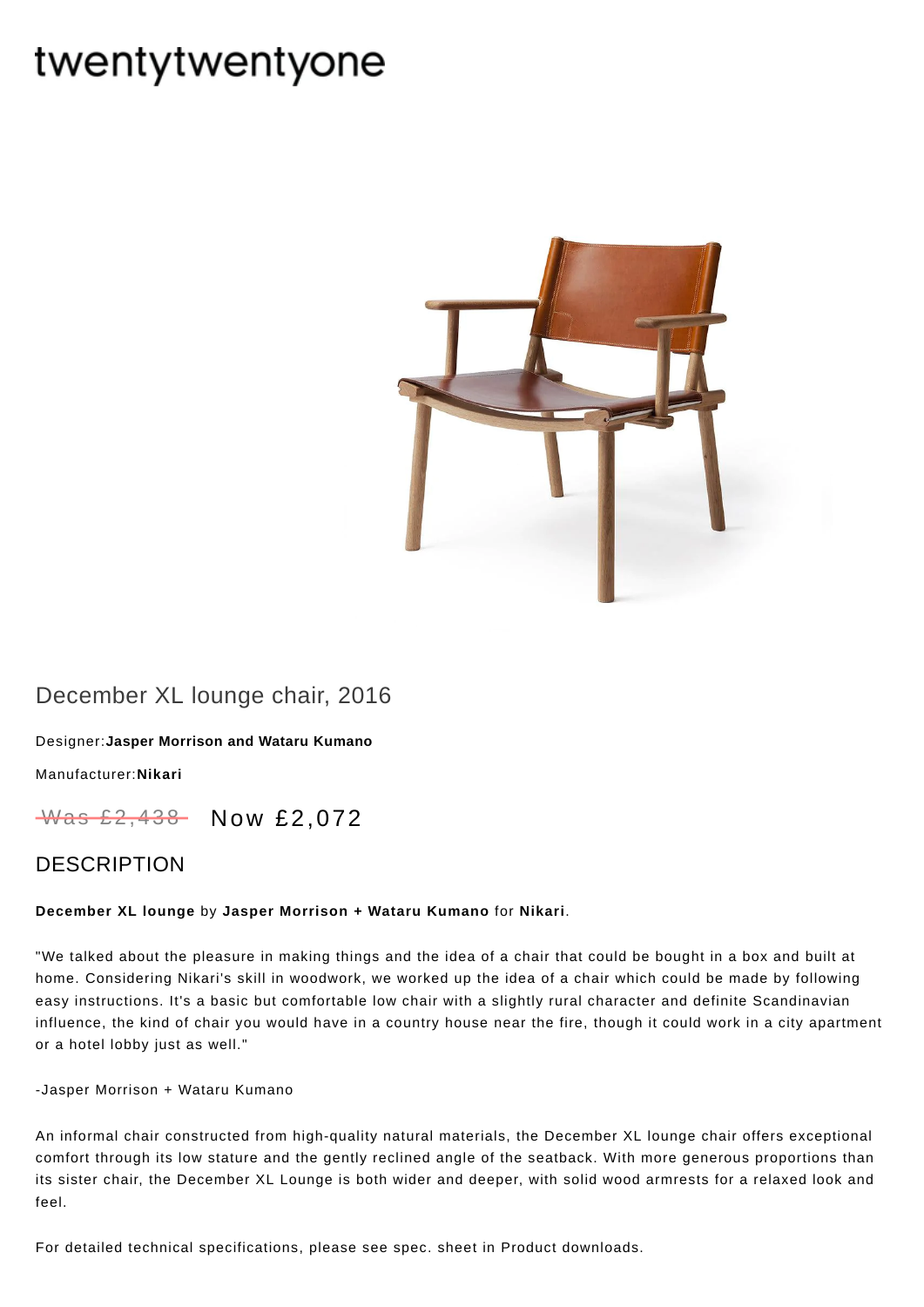# twentytwentyone

## December XL lounge chair, 2016

Designer: **Jasper Morrison and Wataru Kumano**

Manufacturer: **Nikari**

~~Was £2,438~~ Now £2,072

## DESCRIPTION

**December XL lounge** by **Jasper Morrison + Wataru Kumano** for **Nikari**.

"We talked about the pleasure in making things and the idea of a chair that could be bought in a box and built at home. Considering Nikari's skill in woodwork, we worked up the idea of a chair which could be made by following easy instructions. It's a basic but comfortable low chair with a slightly rural character and definite Scandinavian influence, the kind of chair you would have in a country house near the fire, though it could work in a city apartment or a hotel lobby just as well."

-Jasper Morrison + Wataru Kumano

An informal chair constructed from high-quality natural materials, the December XL lounge chair offers exceptional comfort through its low stature and the gently reclined angle of the seatback. With more generous proportions than its sister chair, the December XL Lounge is both wider and deeper, with solid wood armrests for a relaxed look and feel.

For detailed technical specifications, please see spec. sheet in Product downloads.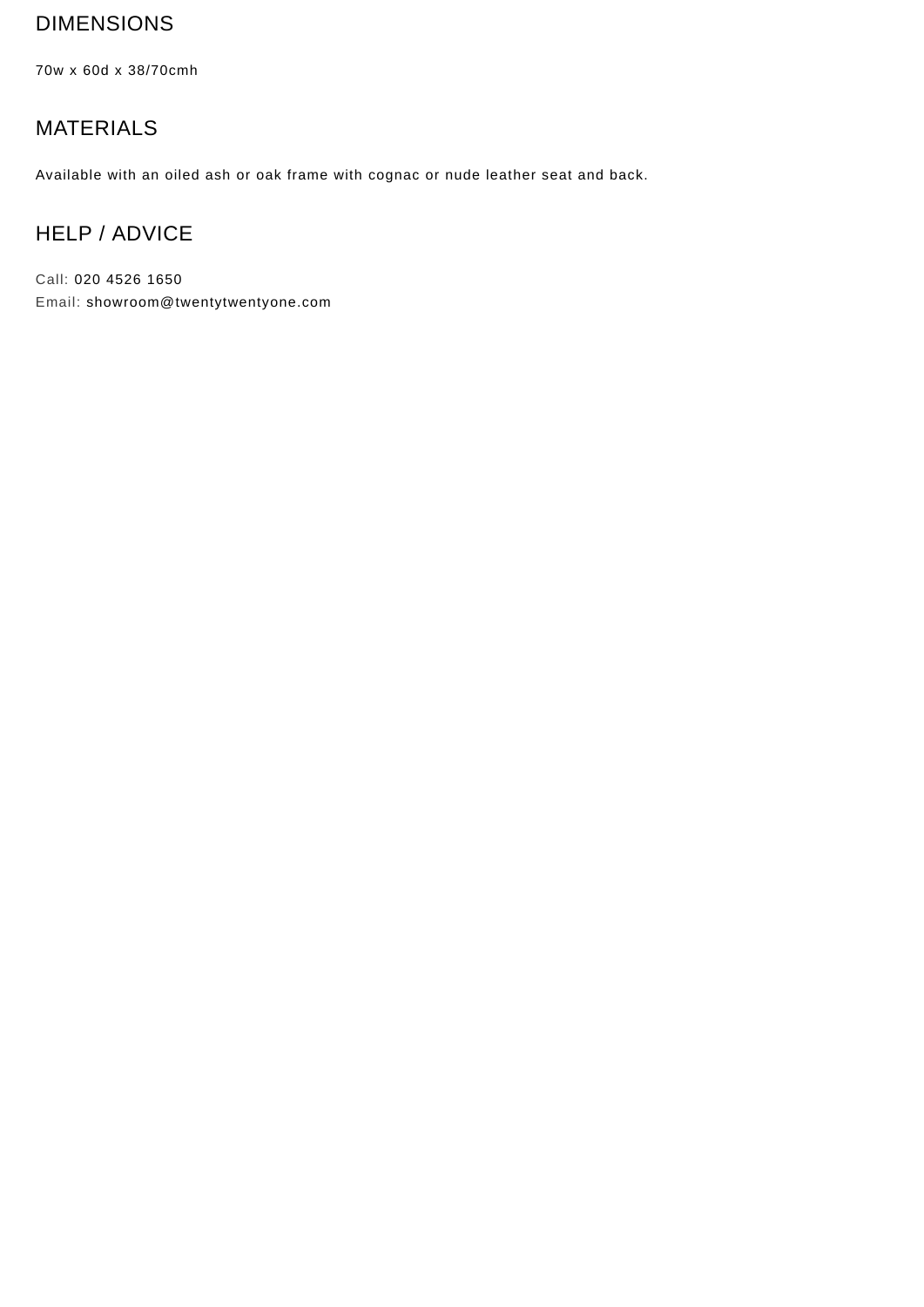## DIMENSIONS

70w x 60d x 38/70cmh

## MATERIALS

Available with an oiled ash or oak frame with cognac or nude leather seat and back.

## HELP / ADVICE

Call: 020 4526 1650
Email: showroom@twentytwentyone.com